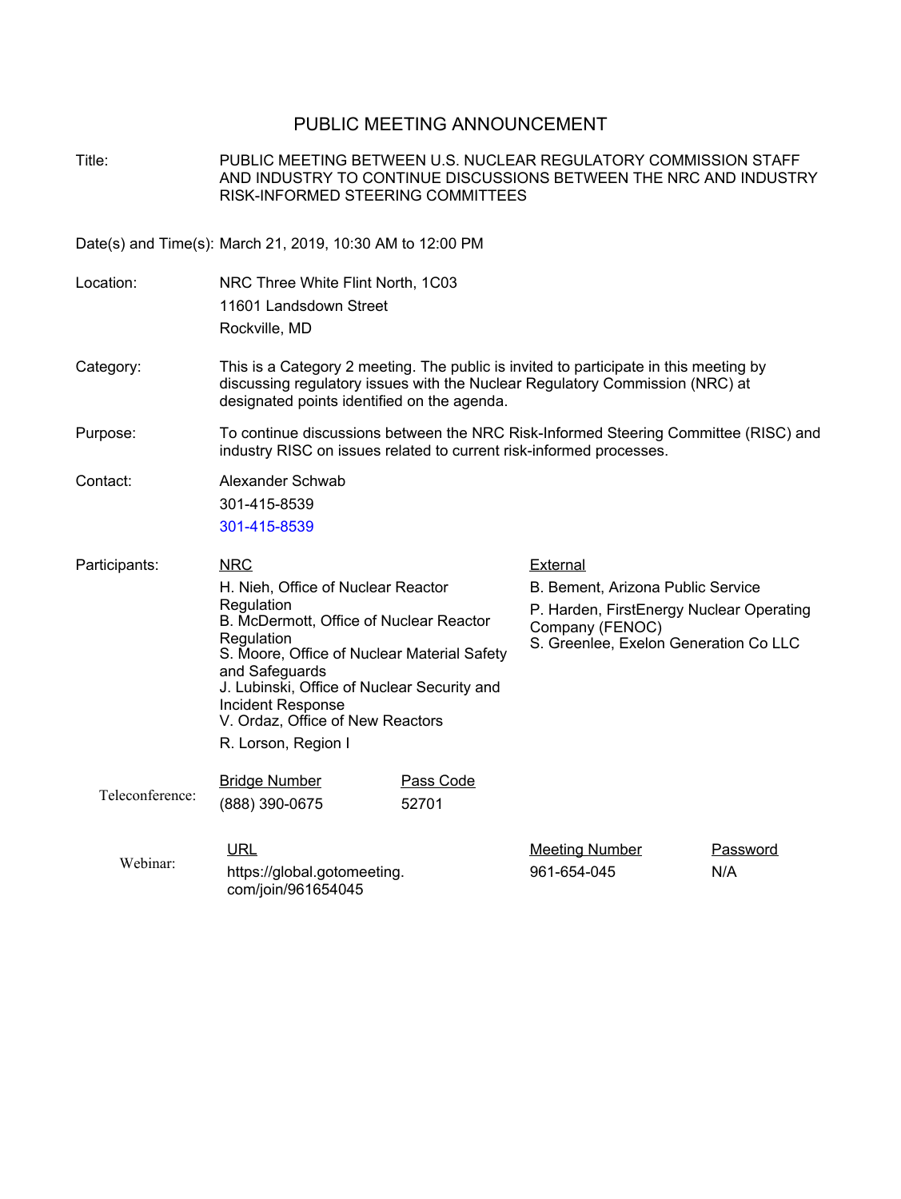# PUBLIC MEETING ANNOUNCEMENT

**Title:** PUBLIC MEETING BETWEEN U.S. NUCLEAR REGULATORY COMMISSION STAFF AND INDUSTRY TO CONTINUE DISCUSSIONS BETWEEN THE NRC AND INDUSTRY RISK-INFORMED STEERING COMMITTEES

**Date(s) and Time(s):** March 21, 2019, 10:30 AM to 12:00 PM

**Location:** NRC Three White Flint North, 1C03
11601 Landsdown Street
Rockville, MD

**Category:** This is a Category 2 meeting. The public is invited to participate in this meeting by discussing regulatory issues with the Nuclear Regulatory Commission (NRC) at designated points identified on the agenda.

**Purpose:** To continue discussions between the NRC Risk-Informed Steering Committee (RISC) and industry RISC on issues related to current risk-informed processes.

**Contact:** Alexander Schwab
301-415-8539
301-415-8539

**Participants:**

NRC
- H. Nieh, Office of Nuclear Reactor Regulation
- B. McDermott, Office of Nuclear Reactor Regulation
- S. Moore, Office of Nuclear Material Safety and Safeguards
- J. Lubinski, Office of Nuclear Security and Incident Response
- V. Ordaz, Office of New Reactors
- R. Lorson, Region I

External
- B. Bement, Arizona Public Service
- P. Harden, FirstEnergy Nuclear Operating Company (FENOC)
- S. Greenlee, Exelon Generation Co LLC

**Teleconference:**

| Bridge Number | Pass Code |
| --- | --- |
| (888) 390-0675 | 52701 |

**Webinar:**

| URL | Meeting Number | Password |
| --- | --- | --- |
| https://global.gotomeeting.com/join/961654045 | 961-654-045 | N/A |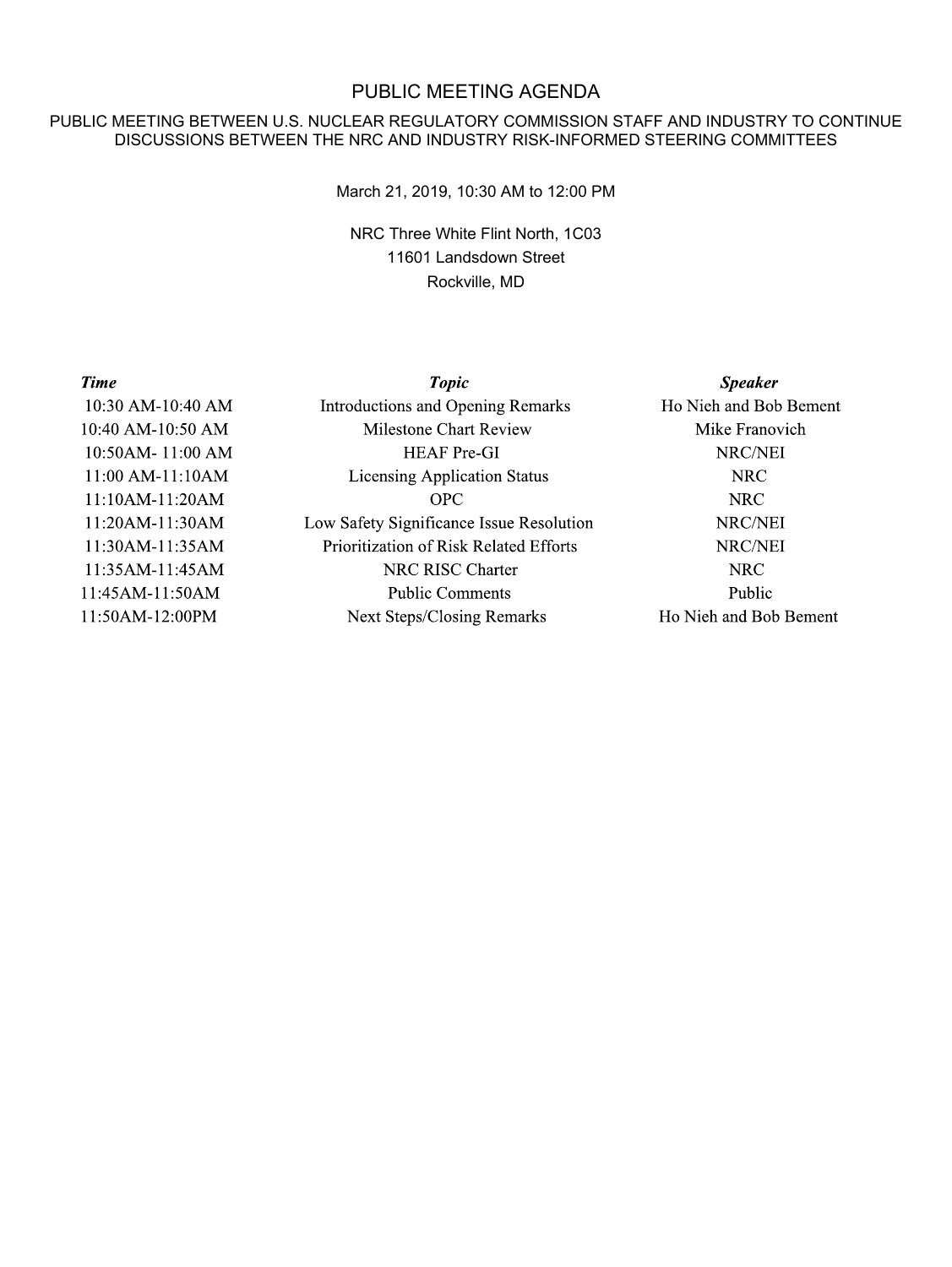# PUBLIC MEETING AGENDA

## PUBLIC MEETING BETWEEN U.S. NUCLEAR REGULATORY COMMISSION STAFF AND INDUSTRY TO CONTINUE DISCUSSIONS BETWEEN THE NRC AND INDUSTRY RISK-INFORMED STEERING COMMITTEES

March 21, 2019, 10:30 AM to 12:00 PM

NRC Three White Flint North, 1C03
11601 Landsdown Street
Rockville, MD

| *Time* | *Topic* | *Speaker* |
| --- | --- | --- |
| 10:30 AM-10:40 AM | Introductions and Opening Remarks | Ho Nieh and Bob Bement |
| 10:40 AM-10:50 AM | Milestone Chart Review | Mike Franovich |
| 10:50AM- 11:00 AM | HEAF Pre-GI | NRC/NEI |
| 11:00 AM-11:10AM | Licensing Application Status | NRC |
| 11:10AM-11:20AM | OPC | NRC |
| 11:20AM-11:30AM | Low Safety Significance Issue Resolution | NRC/NEI |
| 11:30AM-11:35AM | Prioritization of Risk Related Efforts | NRC/NEI |
| 11:35AM-11:45AM | NRC RISC Charter | NRC |
| 11:45AM-11:50AM | Public Comments | Public |
| 11:50AM-12:00PM | Next Steps/Closing Remarks | Ho Nieh and Bob Bement |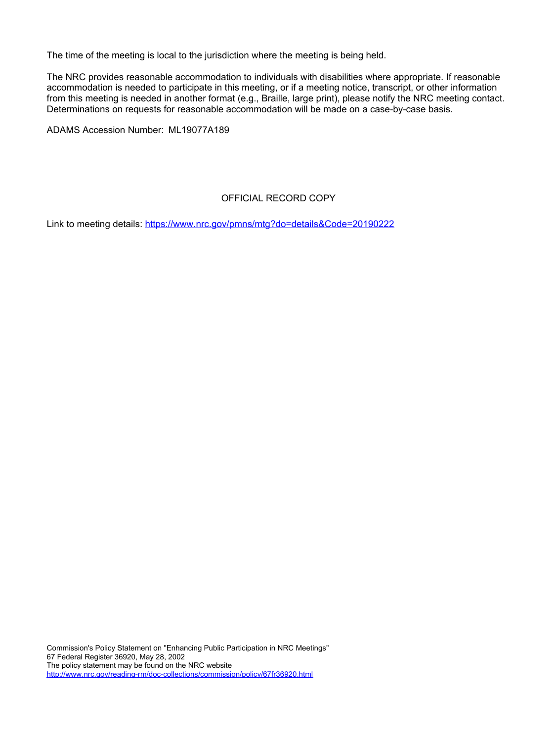The time of the meeting is local to the jurisdiction where the meeting is being held.

The NRC provides reasonable accommodation to individuals with disabilities where appropriate. If reasonable accommodation is needed to participate in this meeting, or if a meeting notice, transcript, or other information from this meeting is needed in another format (e.g., Braille, large print), please notify the NRC meeting contact. Determinations on requests for reasonable accommodation will be made on a case-by-case basis.

ADAMS Accession Number: ML19077A189

OFFICIAL RECORD COPY

Link to meeting details: https://www.nrc.gov/pmns/mtg?do=details&Code=20190222

Commission's Policy Statement on "Enhancing Public Participation in NRC Meetings"
67 Federal Register 36920, May 28, 2002
The policy statement may be found on the NRC website
http://www.nrc.gov/reading-rm/doc-collections/commission/policy/67fr36920.html